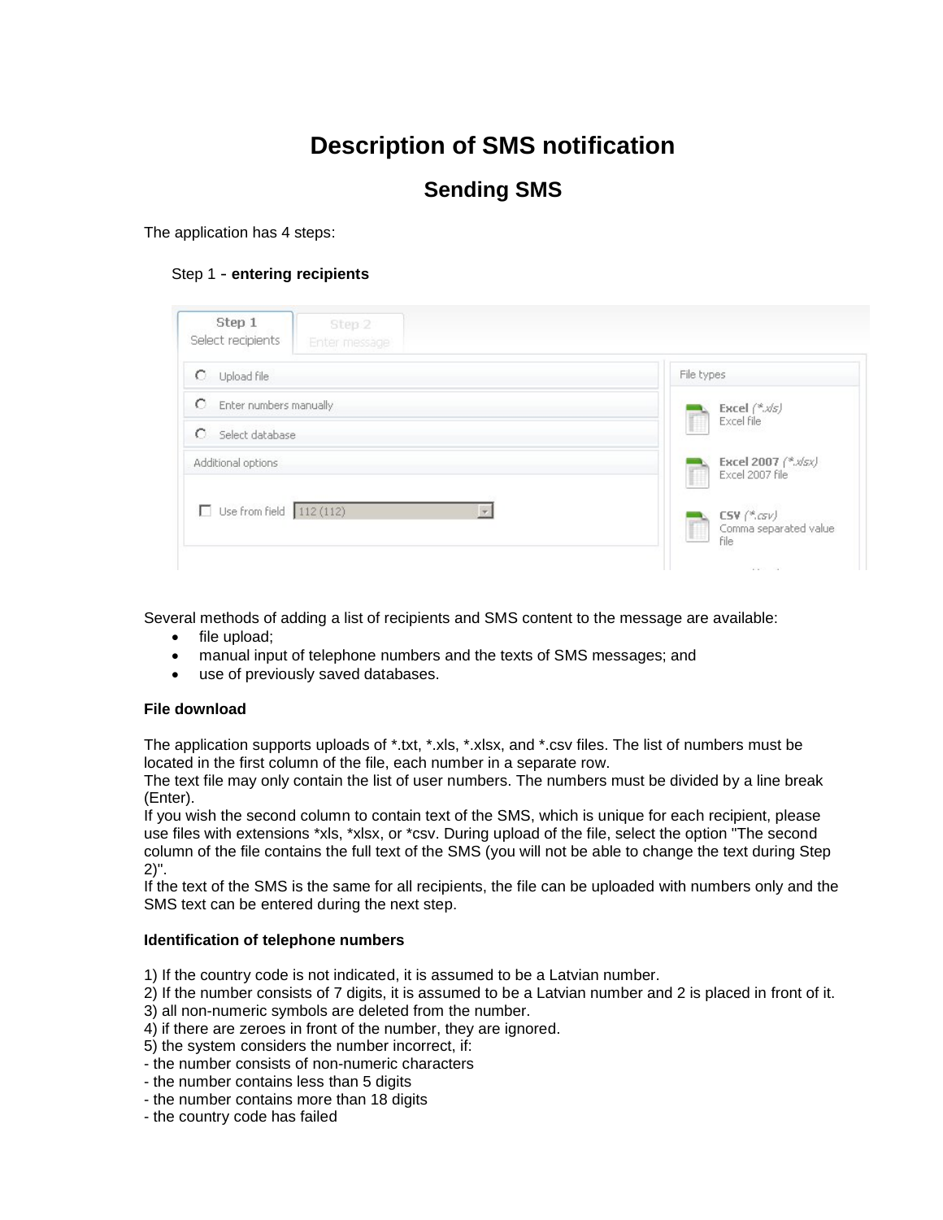# Description of SMS notification

## Sending SMS

The application has 4 steps:

Step 1 - **entering recipients**

Several methods of adding a list of recipients and SMS content to the message are available:

- file upload;
- manual input of telephone numbers and the texts of SMS messages; and
- use of previously saved databases.

**File download**

The application supports uploads of *.txt, *.xls, *.xlsx, and *.csv files. The list of numbers must be located in the first column of the file, each number in a separate row.
The text file may only contain the list of user numbers. The numbers must be divided by a line break (Enter).
If you wish the second column to contain text of the SMS, which is unique for each recipient, please use files with extensions *xls, *xlsx, or *csv. During upload of the file, select the option "The second column of the file contains the full text of the SMS (you will not be able to change the text during Step 2)".
If the text of the SMS is the same for all recipients, the file can be uploaded with numbers only and the SMS text can be entered during the next step.

**Identification of telephone numbers**

1) If the country code is not indicated, it is assumed to be a Latvian number.
2) If the number consists of 7 digits, it is assumed to be a Latvian number and 2 is placed in front of it.
3) all non-numeric symbols are deleted from the number.
4) if there are zeroes in front of the number, they are ignored.
5) the system considers the number incorrect, if:
- the number consists of non-numeric characters
- the number contains less than 5 digits
- the number contains more than 18 digits
- the country code has failed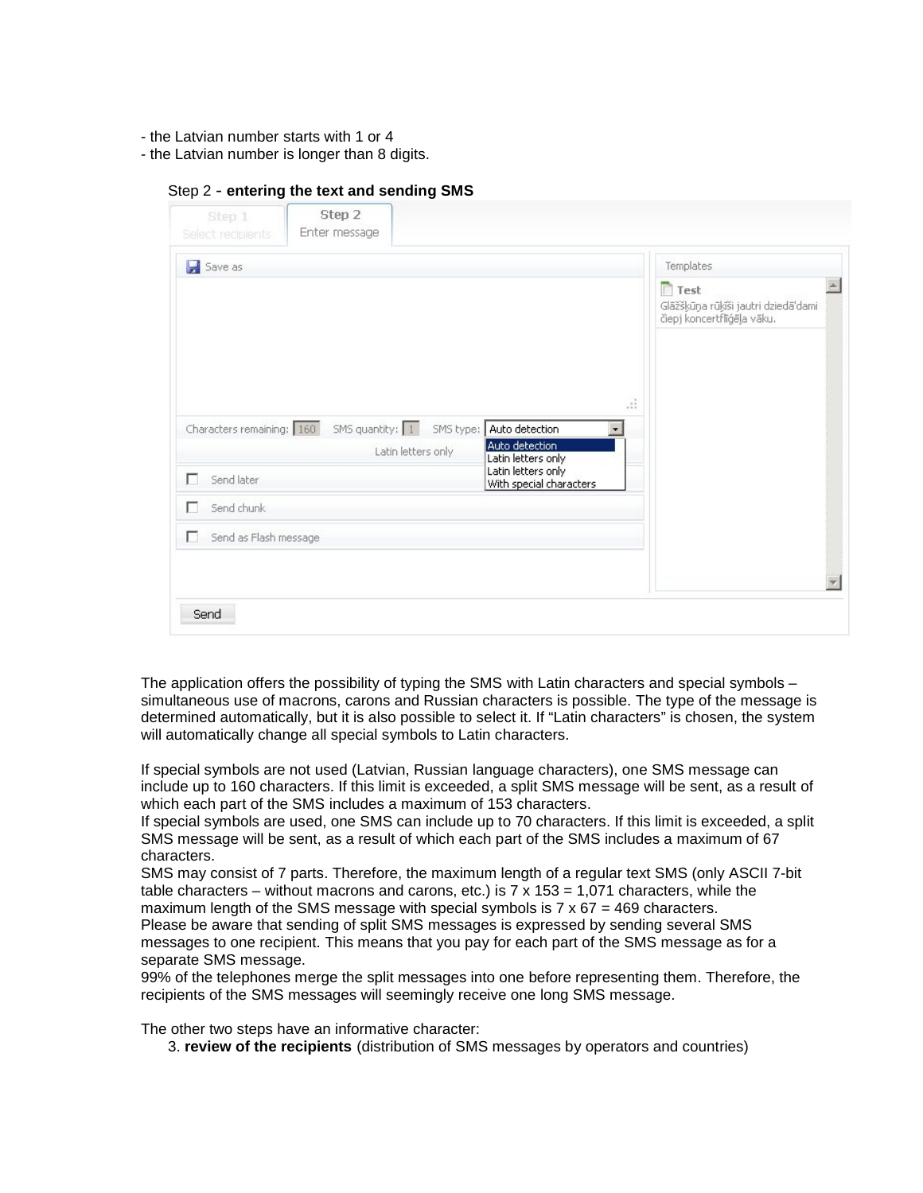- the Latvian number starts with 1 or 4
- the Latvian number is longer than 8 digits.

Step 2 - **entering the text and sending SMS**

The application offers the possibility of typing the SMS with Latin characters and special symbols – simultaneous use of macrons, carons and Russian characters is possible. The type of the message is determined automatically, but it is also possible to select it. If "Latin characters" is chosen, the system will automatically change all special symbols to Latin characters.

If special symbols are not used (Latvian, Russian language characters), one SMS message can include up to 160 characters. If this limit is exceeded, a split SMS message will be sent, as a result of which each part of the SMS includes a maximum of 153 characters.
If special symbols are used, one SMS can include up to 70 characters. If this limit is exceeded, a split SMS message will be sent, as a result of which each part of the SMS includes a maximum of 67 characters.
SMS may consist of 7 parts. Therefore, the maximum length of a regular text SMS (only ASCII 7-bit table characters – without macrons and carons, etc.) is 7 x 153 = 1,071 characters, while the maximum length of the SMS message with special symbols is 7 x 67 = 469 characters.
Please be aware that sending of split SMS messages is expressed by sending several SMS messages to one recipient. This means that you pay for each part of the SMS message as for a separate SMS message.
99% of the telephones merge the split messages into one before representing them. Therefore, the recipients of the SMS messages will seemingly receive one long SMS message.

The other two steps have an informative character:

3. **review of the recipients** (distribution of SMS messages by operators and countries)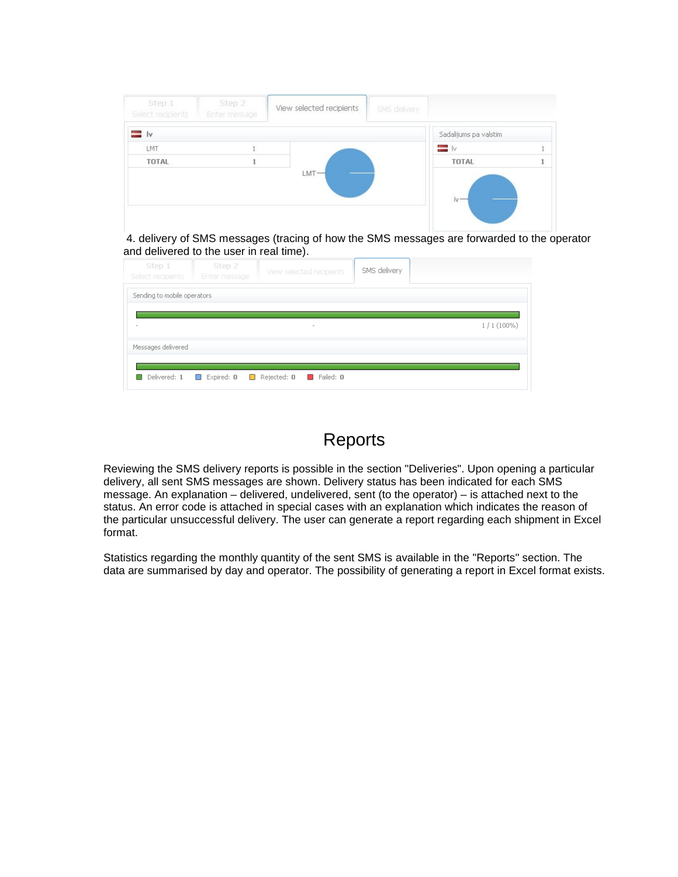4. delivery of SMS messages (tracing of how the SMS messages are forwarded to the operator and delivered to the user in real time).

# Reports

Reviewing the SMS delivery reports is possible in the section "Deliveries". Upon opening a particular delivery, all sent SMS messages are shown. Delivery status has been indicated for each SMS message. An explanation – delivered, undelivered, sent (to the operator) – is attached next to the status. An error code is attached in special cases with an explanation which indicates the reason of the particular unsuccessful delivery. The user can generate a report regarding each shipment in Excel format.

Statistics regarding the monthly quantity of the sent SMS is available in the "Reports" section. The data are summarised by day and operator. The possibility of generating a report in Excel format exists.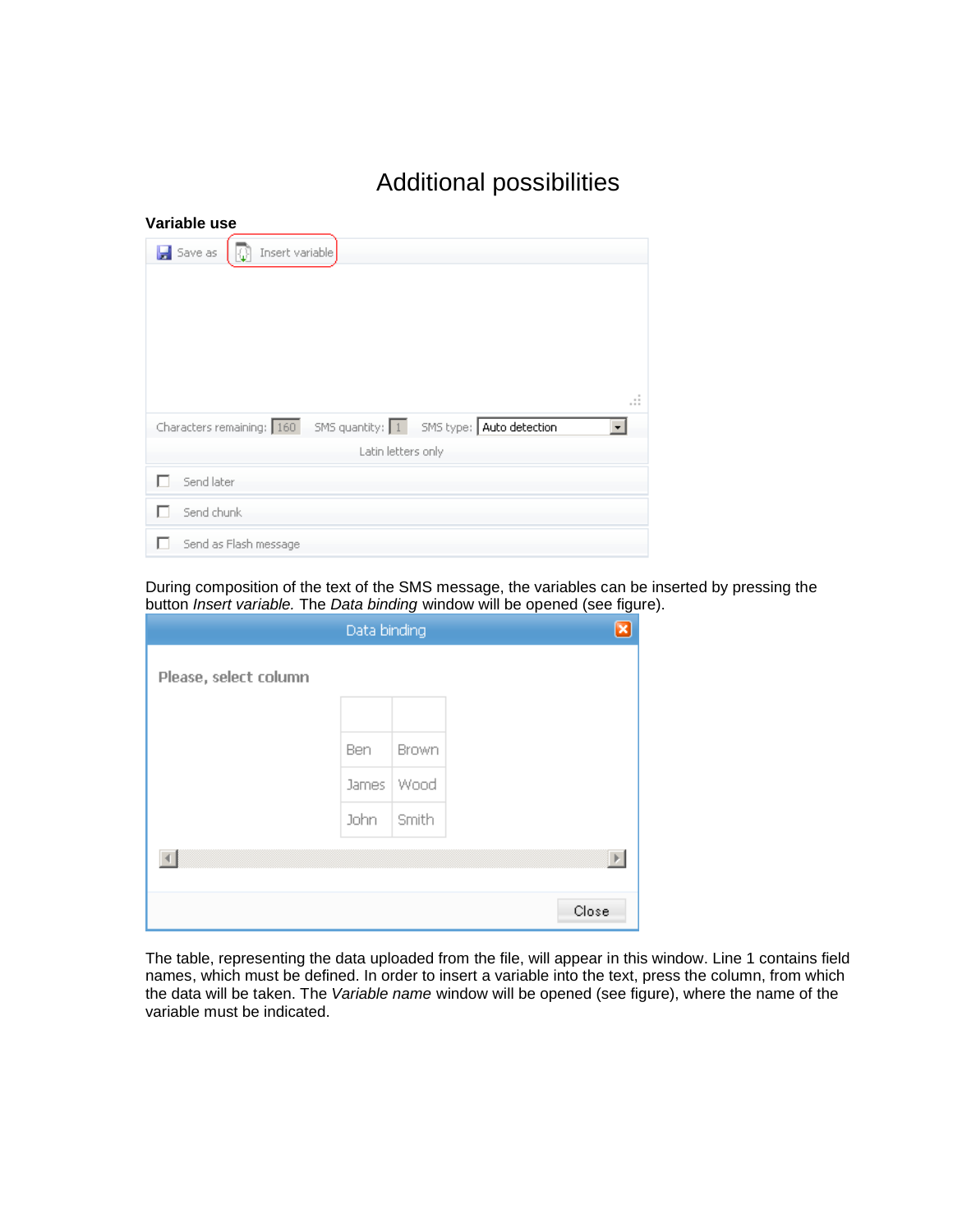# Additional possibilities

### Variable use

During composition of the text of the SMS message, the variables can be inserted by pressing the button *Insert variable.* The *Data binding* window will be opened (see figure).

The table, representing the data uploaded from the file, will appear in this window. Line 1 contains field names, which must be defined. In order to insert a variable into the text, press the column, from which the data will be taken. The *Variable name* window will be opened (see figure), where the name of the variable must be indicated.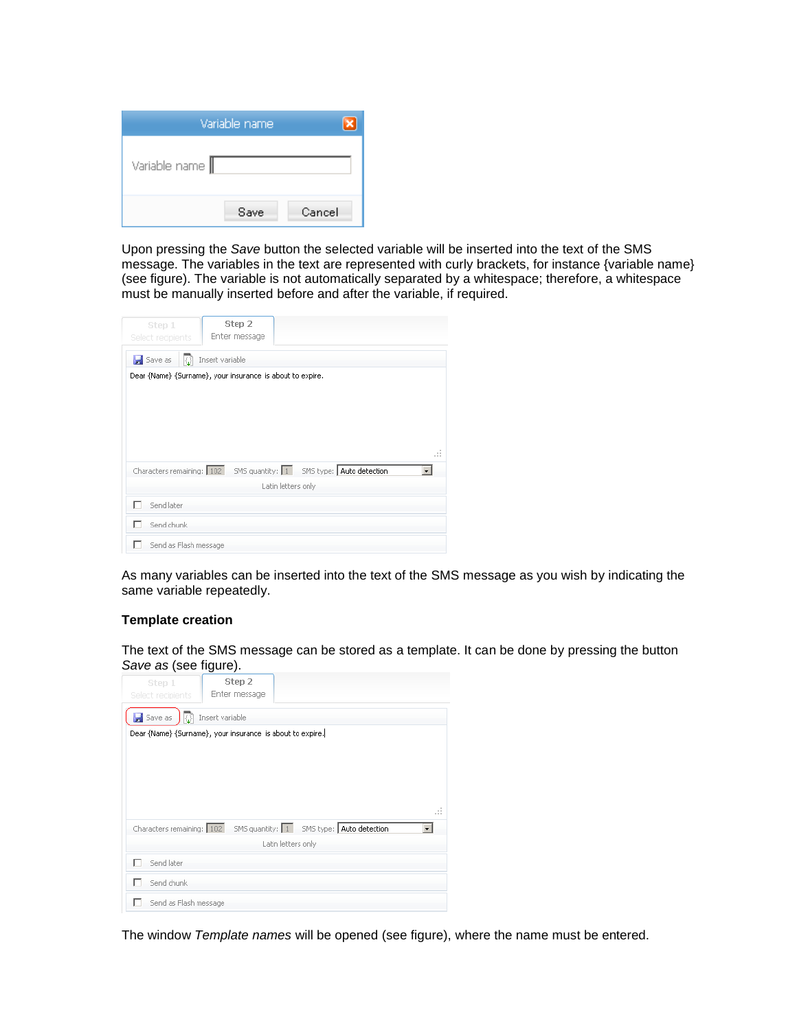Upon pressing the *Save* button the selected variable will be inserted into the text of the SMS message. The variables in the text are represented with curly brackets, for instance {variable name} (see figure). The variable is not automatically separated by a whitespace; therefore, a whitespace must be manually inserted before and after the variable, if required.

As many variables can be inserted into the text of the SMS message as you wish by indicating the same variable repeatedly.

**Template creation**

The text of the SMS message can be stored as a template. It can be done by pressing the button *Save as* (see figure).

The window *Template names* will be opened (see figure), where the name must be entered.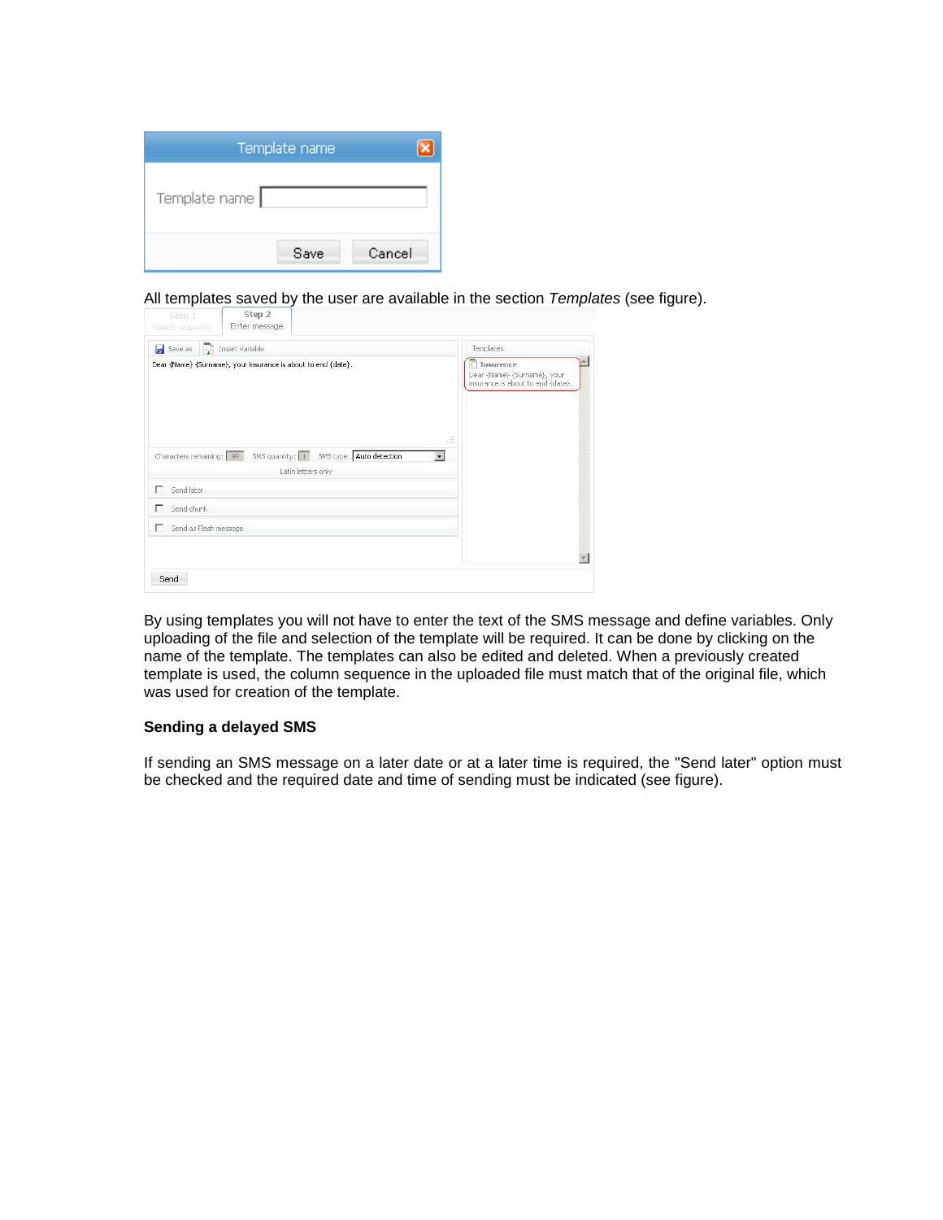All templates saved by the user are available in the section *Templates* (see figure).

By using templates you will not have to enter the text of the SMS message and define variables. Only uploading of the file and selection of the template will be required. It can be done by clicking on the name of the template. The templates can also be edited and deleted. When a previously created template is used, the column sequence in the uploaded file must match that of the original file, which was used for creation of the template.

**Sending a delayed SMS**

If sending an SMS message on a later date or at a later time is required, the "Send later" option must be checked and the required date and time of sending must be indicated (see figure).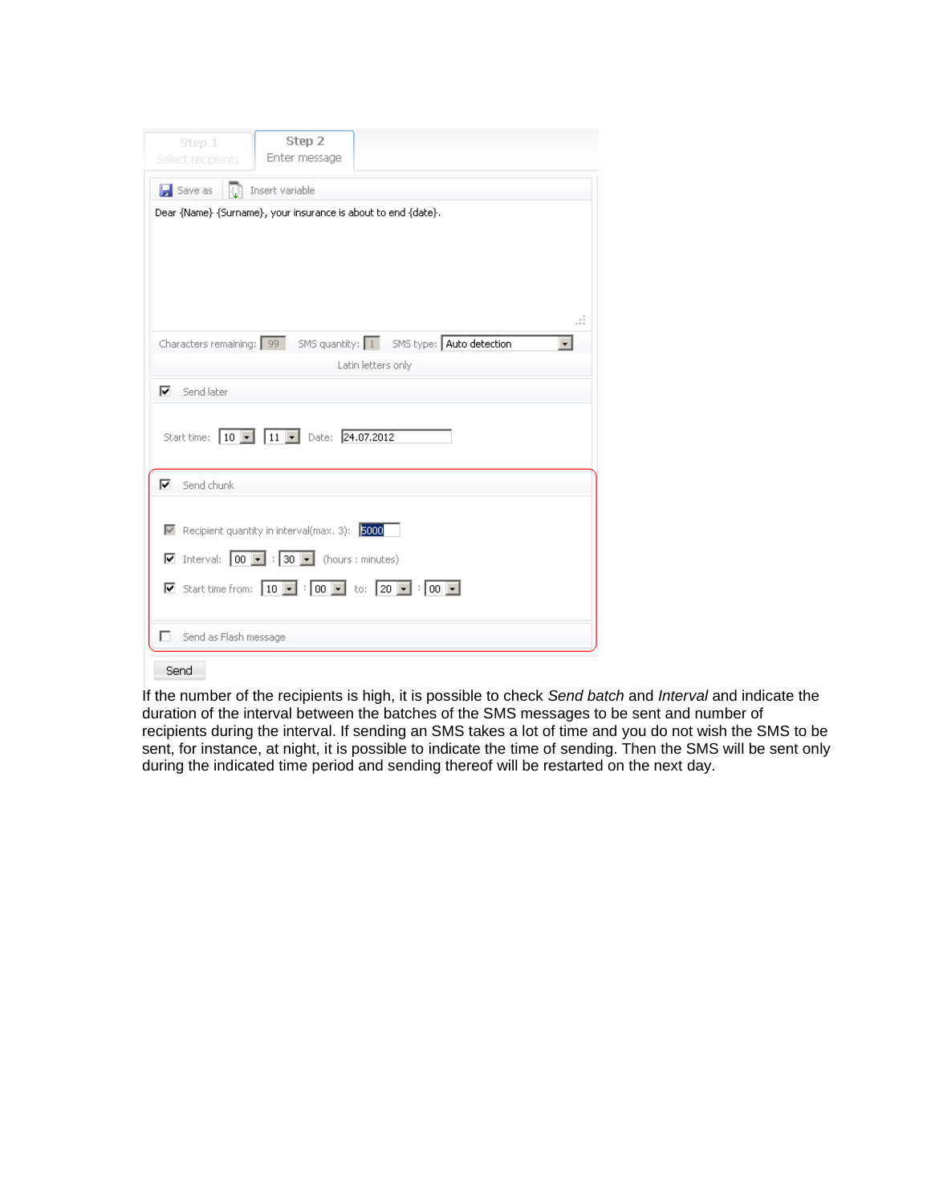Step 1 Select recipients | Step 2 Enter message

Save as | Insert variable

Dear {Name} {Surname}, your insurance is about to end {date}.

Characters remaining: 99 SMS quantity: 1 SMS type: Auto detection

Latin letters only

☑ Send later

Start time: 10 : 11 Date: 24.07.2012

☑ Send chunk

☑ Recipient quantity in interval(max. 3): 5000

☑ Interval: 00 : 30 (hours : minutes)

☑ Start time from: 10 : 00 to: 20 : 00

☐ Send as Flash message

Send

If the number of the recipients is high, it is possible to check *Send batch* and *Interval* and indicate the duration of the interval between the batches of the SMS messages to be sent and number of recipients during the interval. If sending an SMS takes a lot of time and you do not wish the SMS to be sent, for instance, at night, it is possible to indicate the time of sending. Then the SMS will be sent only during the indicated time period and sending thereof will be restarted on the next day.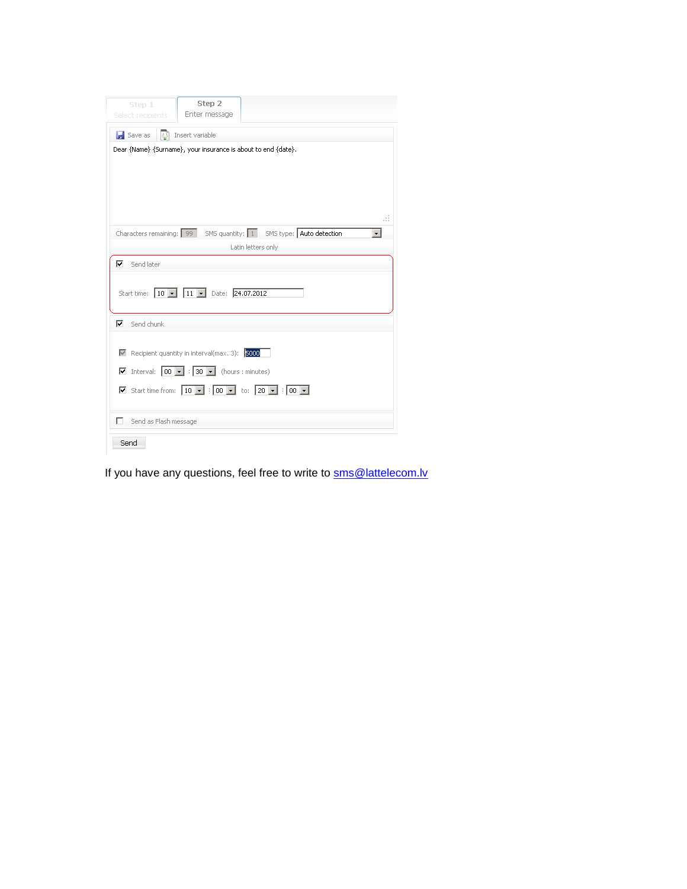Step 1
Select recipients

Step 2
Enter message

Save as | Insert variable

Dear {Name} {Surname}, your insurance is about to end {date}.

Characters remaining: 99 SMS quantity: 1 SMS type: Auto detection

Latin letters only

☑ Send later

Start time: 10 : 11 Date: 24.07.2012

☑ Send chunk

☑ Recipient quantity in interval(max. 3): 5000

☑ Interval: 00 : 30 (hours : minutes)

☑ Start time from: 10 : 00 to: 20 : 00

☐ Send as Flash message

Send

If you have any questions, feel free to write to sms@lattelecom.lv